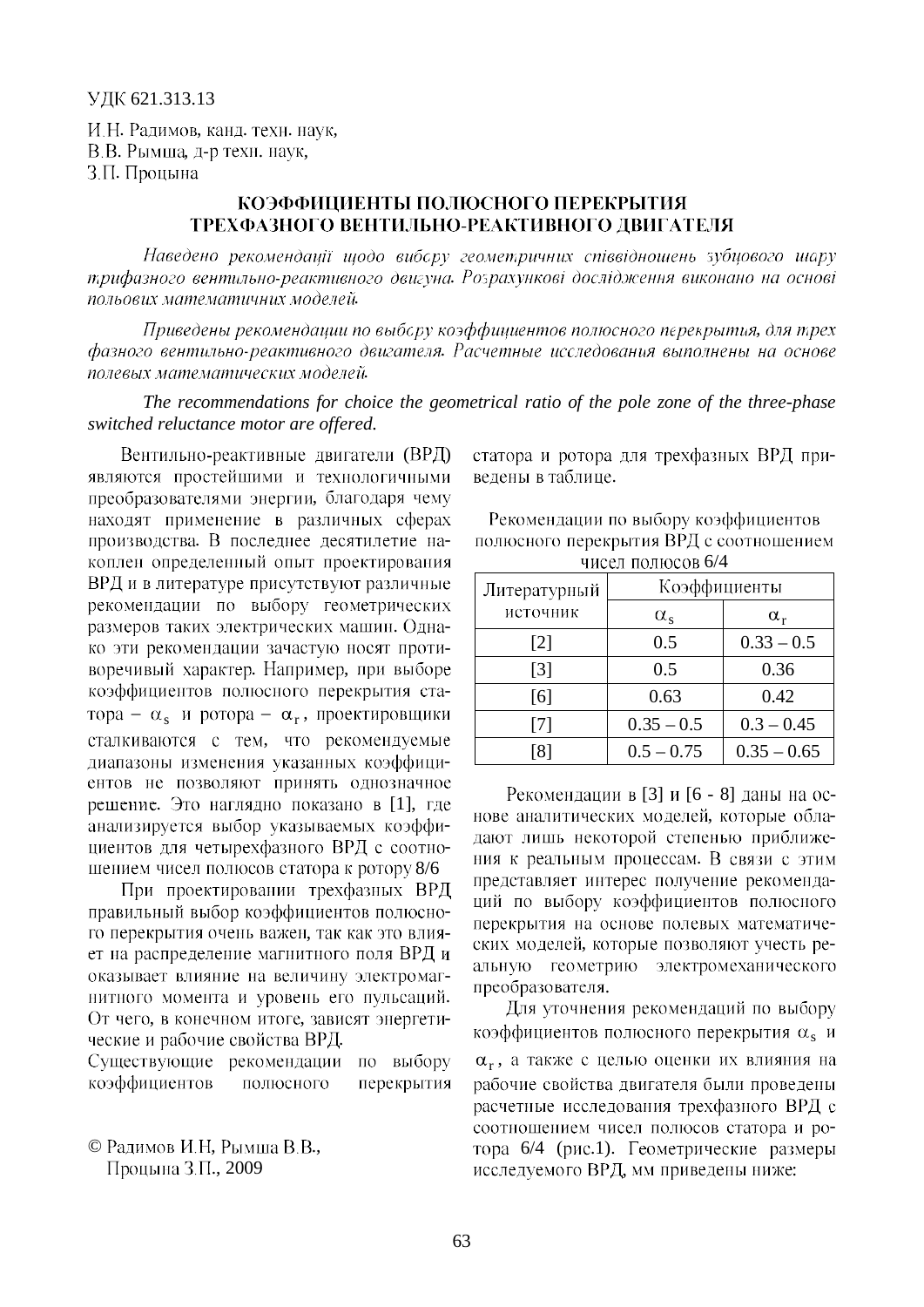УДК 621.313.13

И.Н. Радимов, канд. техн. наук,
В.В. Рымша, д-р техн. наук,
З.П. Процына

# КОЭФФИЦИЕНТЫ ПОЛЮСНОГО ПЕРЕКРЫТИЯ ТРЕХФАЗНОГО ВЕНТИЛЬНО-РЕАКТИВНОГО ДВИГАТЕЛЯ

*Наведено рекомендації щодо вибору геометричних співвідношень зубцового шару трифазного вентильно-реактивного двигуна. Розрахункові дослідження виконано на основі польових математичних моделей.*

*Приведены рекомендации по выбору коэффициентов полюсного перекрытия, для трех фазного вентильно-реактивного двигателя. Расчетные исследования выполнены на основе полевых математических моделей.*

***The recommendations for choice the geometrical ratio of the pole zone of the three-phase switched reluctance motor are offered.***

Вентильно-реактивные двигатели (ВРД) являются простейшими и технологичными преобразователями энергии, благодаря чему находят применение в различных сферах производства. В последнее десятилетие накоплен определенный опыт проектирования ВРД и в литературе присутствуют различные рекомендации по выбору геометрических размеров таких электрических машин. Однако эти рекомендации зачастую носят противоречивый характер. Например, при выборе коэффициентов полюсного перекрытия статора – $\alpha_s$ и ротора – $\alpha_r$, проектировщики сталкиваются с тем, что рекомендуемые диапазоны изменения указанных коэффициентов не позволяют принять однозначное решение. Это наглядно показано в [1], где анализируется выбор указываемых коэффициентов для четырехфазного ВРД с соотношением чисел полюсов статора к ротору 8/6

При проектировании трехфазных ВРД правильный выбор коэффициентов полюсного перекрытия очень важен, так как это влияет на распределение магнитного поля ВРД и оказывает влияние на величину электромагнитного момента и уровень его пульсаций. От чего, в конечном итоге, зависят энергетические и рабочие свойства ВРД.

Существующие рекомендации по выбору коэффициентов полюсного перекрытия статора и ротора для трехфазных ВРД приведены в таблице.

Рекомендации по выбору коэффициентов полюсного перекрытия ВРД с соотношением чисел полюсов 6/4

| Литературный источник | Коэффициенты | |
|---|---|---|
| | $\alpha_s$ | $\alpha_r$ |
| [2] | 0.5 | 0.33 – 0.5 |
| [3] | 0.5 | 0.36 |
| [6] | 0.63 | 0.42 |
| [7] | 0.35 – 0.5 | 0.3 – 0.45 |
| [8] | 0.5 – 0.75 | 0.35 – 0.65 |

Рекомендации в [3] и [6 - 8] даны на основе аналитических моделей, которые обладают лишь некоторой степенью приближения к реальным процессам. В связи с этим представляет интерес получение рекомендаций по выбору коэффициентов полюсного перекрытия на основе полевых математических моделей, которые позволяют учесть реальную геометрию электромеханического преобразователя.

Для уточнения рекомендаций по выбору коэффициентов полюсного перекрытия $\alpha_s$ и $\alpha_r$, а также с целью оценки их влияния на рабочие свойства двигателя были проведены расчетные исследования трехфазного ВРД с соотношением чисел полюсов статора и ротора 6/4 (рис.1). Геометрические размеры исследуемого ВРД, мм приведены ниже:

© Радимов И.Н, Рымша В.В., Процына З.П., 2009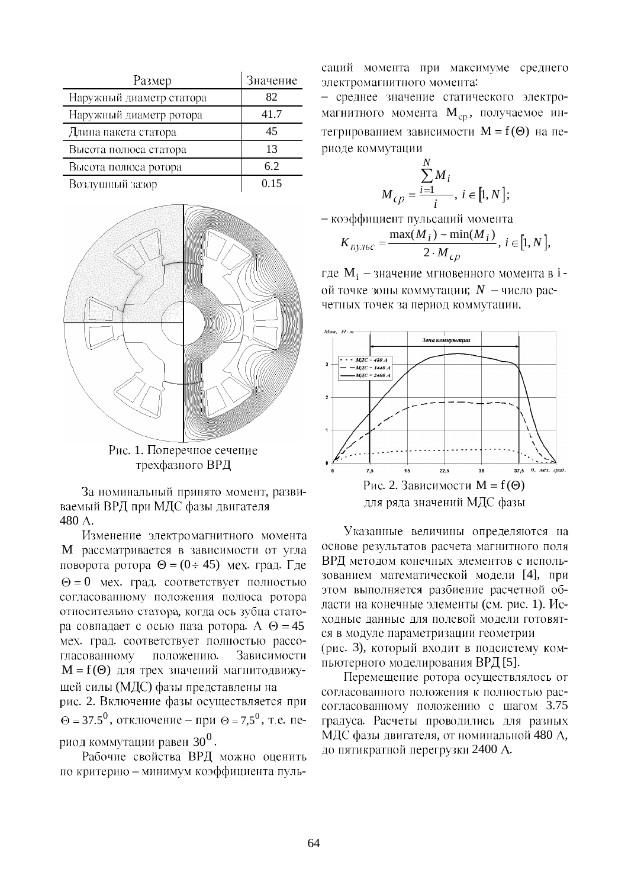| Размер | Значение |
|---|---|
| Наружный диаметр статора | 82 |
| Наружный диаметр ротора | 41.7 |
| Длина пакета статора | 45 |
| Высота полюса статора | 13 |
| Высота полюса ротора | 6.2 |
| Воздушный зазор | 0.15 |

Рис. 1. Поперечное сечение трехфазного ВРД

За номинальный принято момент, развиваемый ВРД при МДС фазы двигателя 480 А.

Изменение электромагнитного момента $M$ рассматривается в зависимости от угла поворота ротора $\Theta = (0 \div 45)$ мех. град. Где $\Theta = 0$ мех. град. соответствует полностью согласованному положения полюса ротора относительно статора, когда ось зубца статора совпадает с осью паза ротора. А $\Theta = 45$ мех. град. соответствует полностью рассогласованному положению. Зависимости $M = f(\Theta)$ для трех значений магнитодвижущей силы (МДС) фазы представлены на рис. 2. Включение фазы осуществляется при $\Theta = 37.5^0$, отключение – при $\Theta = 7{,}5^0$, т.е. период коммутации равен $30^0$.

Рабочие свойства ВРД можно оценить по критерию – минимум коэффициента пульсаций момента при максимуме среднего электромагнитного момента:

– среднее значение статического электромагнитного момента $M_{ср}$, получаемое интегрированием зависимости $M = f(\Theta)$ на периоде коммутации

$$M_{cp} = \frac{\sum\limits_{i=1}^{N} M_i}{i}, \; i \in [1, N];$$

– коэффициент пульсаций момента

$$K_{пульс} = \frac{\max(M_i) - \min(M_i)}{2 \cdot M_{cp}}, \; i \in [1, N],$$

где $M_i$ – значение мгновенного момента в $i$-ой точке зоны коммутации; $N$ – число расчетных точек за период коммутации.

Рис. 2. Зависимости $M = f(\Theta)$ для ряда значений МДС фазы

Указанные величины определяются на основе результатов расчета магнитного поля ВРД методом конечных элементов с использованием математической модели [4], при этом выполняется разбиение расчетной области на конечные элементы (см. рис. 1). Исходные данные для полевой модели готовятся в модуле параметризации геометрии (рис. 3), который входит в подсистему компьютерного моделирования ВРД [5].

Перемещение ротора осуществлялось от согласованного положения к полностью рассогласованному положению с шагом 3.75 градуса. Расчеты проводились для разных МДС фазы двигателя, от номинальной 480 А, до пятикратной перегрузки 2400 А.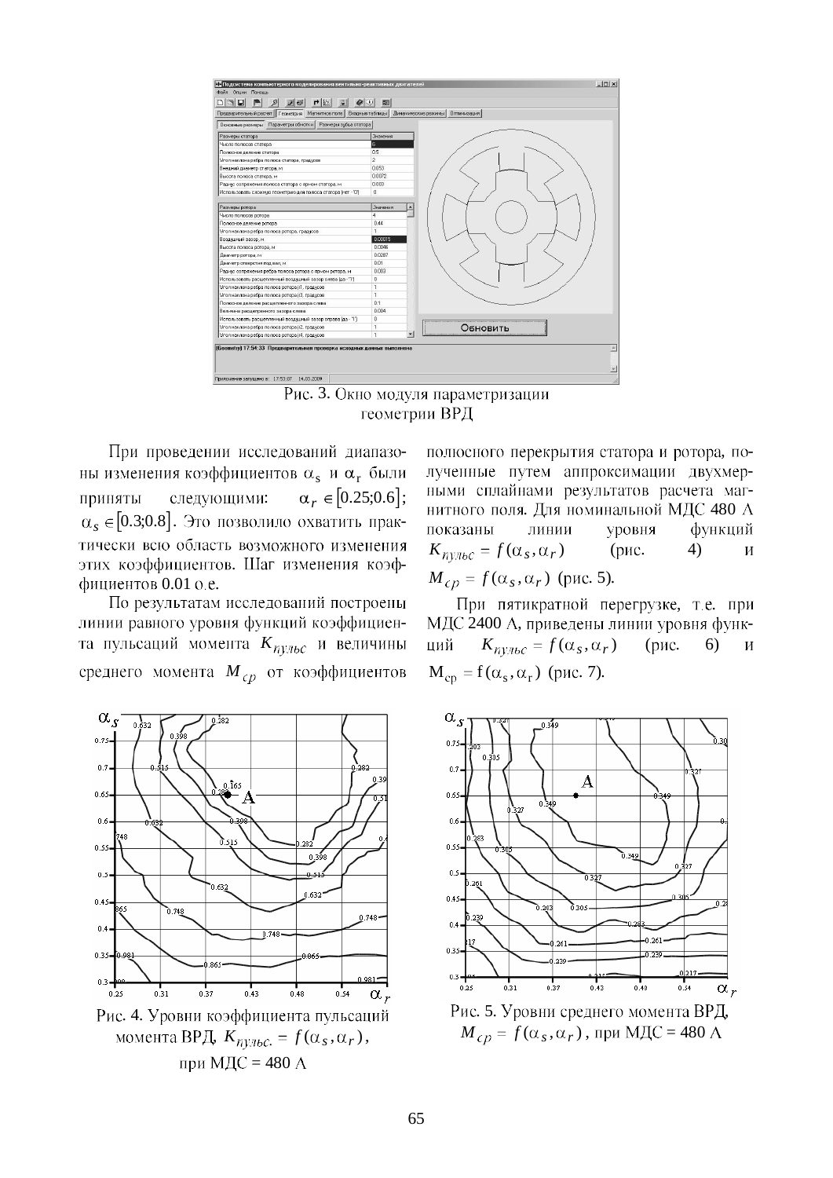Рис. 3. Окно модуля параметризации геометрии ВРД

При проведении исследований диапазоны изменения коэффициентов $\alpha_s$ и $\alpha_r$ были приняты следующими: $\alpha_r \in [0.25;0.6]$; $\alpha_s \in [0.3;0.8]$. Это позволило охватить практически всю область возможного изменения этих коэффициентов. Шаг изменения коэффициентов 0.01 о.е.

По результатам исследований построены линии равного уровня функций коэффициента пульсаций момента $K_{пульс}$ и величины среднего момента $M_{ср}$ от коэффициентов полюсного перекрытия статора и ротора, полученные путем аппроксимации двухмерными сплайнами результатов расчета магнитного поля. Для номинальной МДС 480 А показаны линии уровня функций $K_{пульс} = f(\alpha_s, \alpha_r)$ (рис. 4) и $M_{ср} = f(\alpha_s, \alpha_r)$ (рис. 5).

При пятикратной перегрузке, т.е. при МДС 2400 А, приведены линии уровня функций $K_{пульс} = f(\alpha_s, \alpha_r)$ (рис. 6) и $M_{ср} = f(\alpha_s, \alpha_r)$ (рис. 7).

Рис. 4. Уровни коэффициента пульсаций момента ВРД, $K_{пульс.} = f(\alpha_s, \alpha_r)$, при МДС = 480 А

Рис. 5. Уровни среднего момента ВРД, $M_{ср} = f(\alpha_s, \alpha_r)$, при МДС = 480 А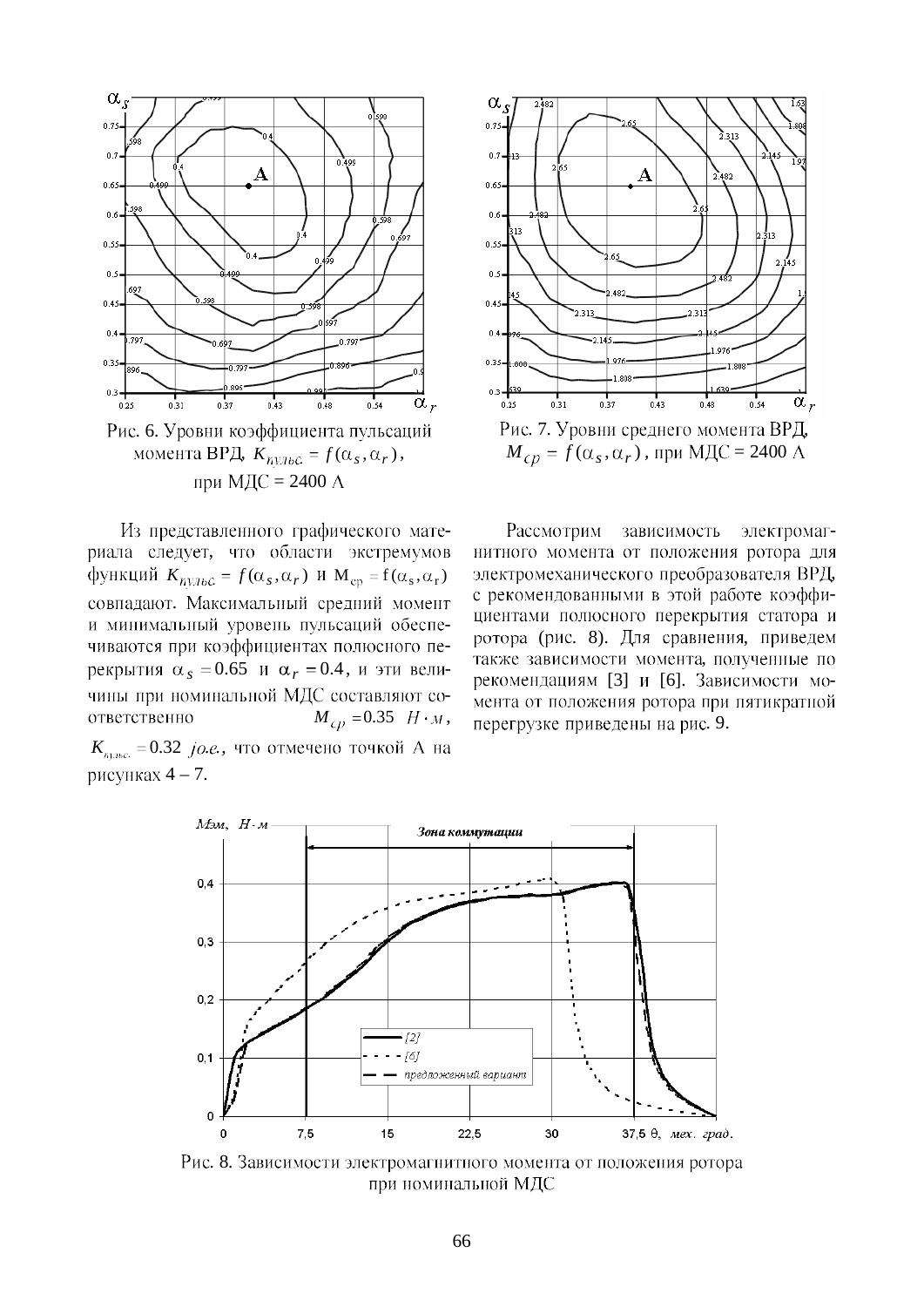Рис. 6. Уровни коэффициента пульсаций момента ВРД, $K_{пульс.} = f(\alpha_s, \alpha_r)$, при МДС = 2400 А

Рис. 7. Уровни среднего момента ВРД, $M_{cp} = f(\alpha_s, \alpha_r)$, при МДС = 2400 А

Из представленного графического материала следует, что области экстремумов функций $K_{пульс.} = f(\alpha_s, \alpha_r)$ и $M_{ср} = f(\alpha_s, \alpha_r)$ совпадают. Максимальный средний момент и минимальный уровень пульсаций обеспечиваются при коэффициентах полюсного перекрытия $\alpha_s = 0.65$ и $\alpha_r = 0.4$, и эти величины при номинальной МДС составляют соответственно $M_{cp} = 0.35$ $Н \cdot м$, $K_{пульс.} = 0.32$ *о.е.*, что отмечено точкой А на рисунках 4 – 7.

Рассмотрим зависимость электромагнитного момента от положения ротора для электромеханического преобразователя ВРД, с рекомендованными в этой работе коэффициентами полюсного перекрытия статора и ротора (рис. 8). Для сравнения, приведем также зависимости момента, полученные по рекомендациям [3] и [6]. Зависимости момента от положения ротора при пятикратной перегрузке приведены на рис. 9.

Рис. 8. Зависимости электромагнитного момента от положения ротора при номинальной МДС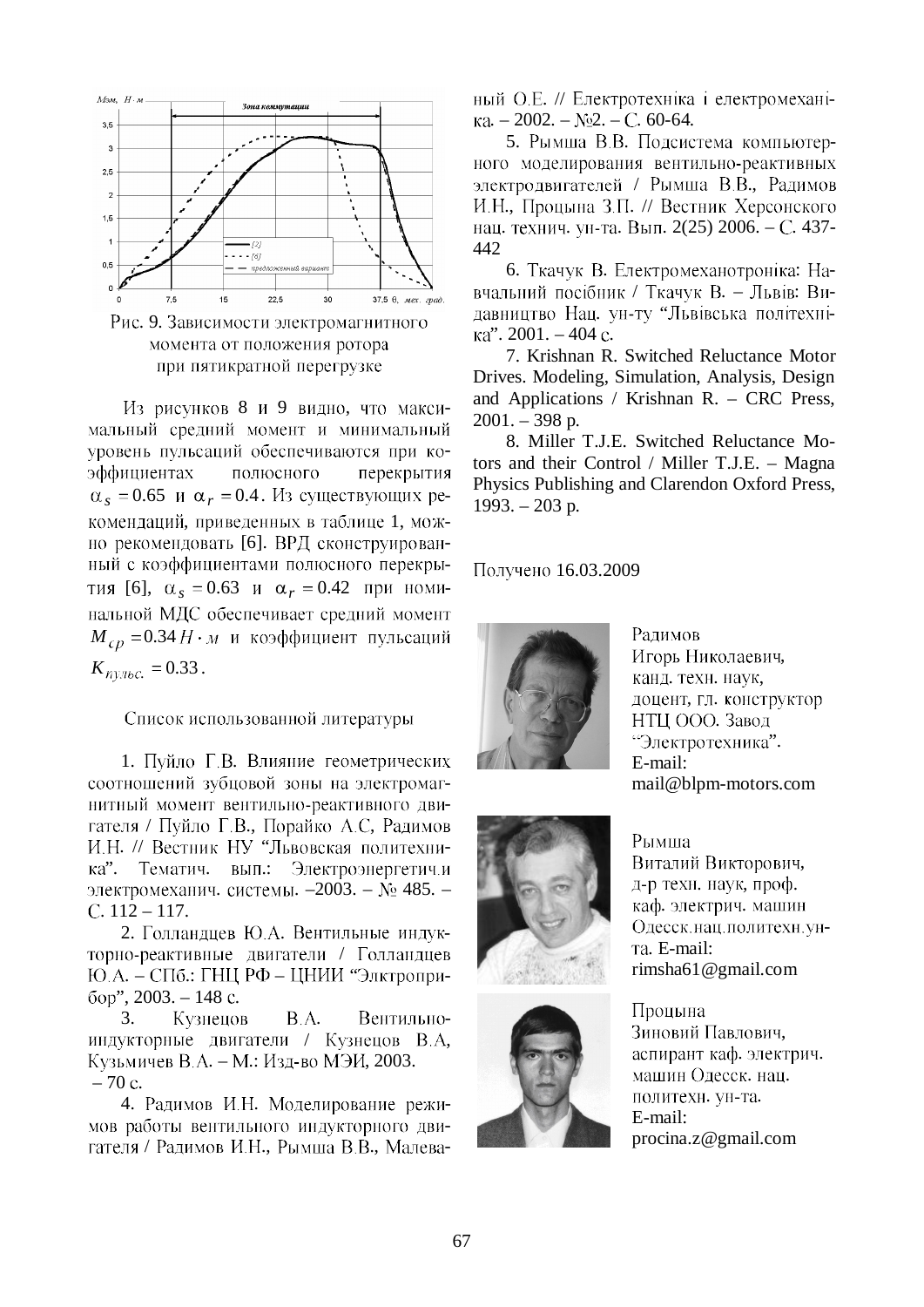Мэм, Н·м

Зона коммутации

3,5
3
2,5
2
1,5
1
0,5
0

0 7,5 15 22,5 30 37,5 θ, мех. град.

[2]
[6]
предложенный вариант

Рис. 9. Зависимости электромагнитного момента от положения ротора при пятикратной перегрузке

Из рисунков 8 и 9 видно, что максимальный средний момент и минимальный уровень пульсаций обеспечиваются при коэффициентах полюсного перекрытия $\alpha_s = 0.65$ и $\alpha_r = 0.4$. Из существующих рекомендаций, приведенных в таблице 1, можно рекомендовать [6]. ВРД сконструированный с коэффициентами полюсного перекрытия [6], $\alpha_s = 0.63$ и $\alpha_r = 0.42$ при номинальной МДС обеспечивает средний момент $M_{cp} = 0.34\,Н \cdot м$ и коэффициент пульсаций $K_{пульс.} = 0.33$.

## Список использованной литературы

1. Пуйло Г.В. Влияние геометрических соотношений зубцовой зоны на электромагнитный момент вентильно-реактивного двигателя / Пуйло Г.В., Порайко А.С, Радимов И.Н. // Вестник НУ “Львовская политехника”. Тематич. вып.: Электроэнергетич.и электромеханич. системы. –2003. – № 485. – С. 112 – 117.

2. Голландцев Ю.А. Вентильные индукторно-реактивные двигатели / Голландцев Ю.А. – СПб.: ГНЦ РФ – ЦНИИ “Элктроприбор”, 2003. – 148 с.

3. Кузнецов В.А. Вентильно-индукторные двигатели / Кузнецов В.А, Кузьмичев В.А. – М.: Изд-во МЭИ, 2003. – 70 с.

4. Радимов И.Н. Моделирование режимов работы вентильного индукторного двигателя / Радимов И.Н., Рымша В.В., Малеваный О.Е. // Електротехніка і електромеханіка. – 2002. – №2. – С. 60-64.

5. Рымша В.В. Подсистема компьютерного моделирования вентильно-реактивных электродвигателей / Рымша В.В., Радимов И.Н., Процына З.П. // Вестник Херсонского нац. технич. ун-та. Вып. 2(25) 2006. – С. 437-442

6. Ткачук В. Електромеханотроніка: Навчальний посібник / Ткачук В. – Львів: Видавництво Нац. ун-ту “Львівська політехніка”. 2001. – 404 с.

7. Krishnan R. Switched Reluctance Motor Drives. Modeling, Simulation, Analysis, Design and Applications / Krishnan R. – CRC Press, 2001. – 398 p.

8. Miller T.J.E. Switched Reluctance Motors and their Control / Miller T.J.E. – Magna Physics Publishing and Clarendon Oxford Press, 1993. – 203 p.

Получено 16.03.2009

Радимов Игорь Николаевич, канд. техн. наук, доцент, гл. конструктор НТЦ ООО. Завод “Электротехника”. E-mail: mail@blpm-motors.com

Рымша Виталий Викторович, д-р техн. наук, проф. каф. электрич. машин Одесск.нац.политехн.ун-та. E-mail: rimsha61@gmail.com

Процына Зиновий Павлович, аспирант каф. электрич. машин Одесск. нац. политехн. ун-та. E-mail: procina.z@gmail.com